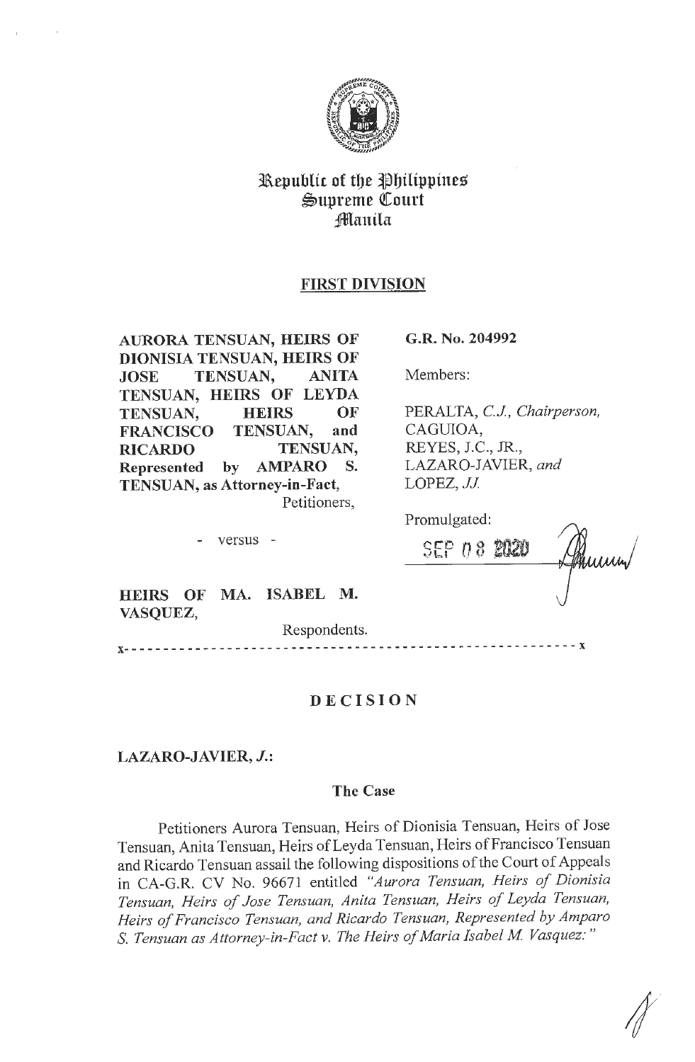Republic of the Philippines
Supreme Court
Manila

**FIRST DIVISION**

**AURORA TENSUAN, HEIRS OF DIONISIA TENSUAN, HEIRS OF JOSE TENSUAN, ANITA TENSUAN, HEIRS OF LEYDA TENSUAN, HEIRS OF FRANCISCO TENSUAN, and RICARDO TENSUAN, Represented by AMPARO S. TENSUAN, as Attorney-in-Fact,**
Petitioners,

- versus -

**HEIRS OF MA. ISABEL M. VASQUEZ,**
Respondents.

**G.R. No. 204992**

Members:

PERALTA, *C.J., Chairperson,*
CAGUIOA,
REYES, J.C., JR.,
LAZARO-JAVIER, *and*
LOPEZ, *JJ.*

Promulgated:

SEP 08 2020

x-----------------------------------------------------------x

## DECISION

**LAZARO-JAVIER, *J.*:**

### The Case

Petitioners Aurora Tensuan, Heirs of Dionisia Tensuan, Heirs of Jose Tensuan, Anita Tensuan, Heirs of Leyda Tensuan, Heirs of Francisco Tensuan and Ricardo Tensuan assail the following dispositions of the Court of Appeals in CA-G.R. CV No. 96671 entitled *"Aurora Tensuan, Heirs of Dionisia Tensuan, Heirs of Jose Tensuan, Anita Tensuan, Heirs of Leyda Tensuan, Heirs of Francisco Tensuan, and Ricardo Tensuan, Represented by Amparo S. Tensuan as Attorney-in-Fact v. The Heirs of Maria Isabel M. Vasquez:"*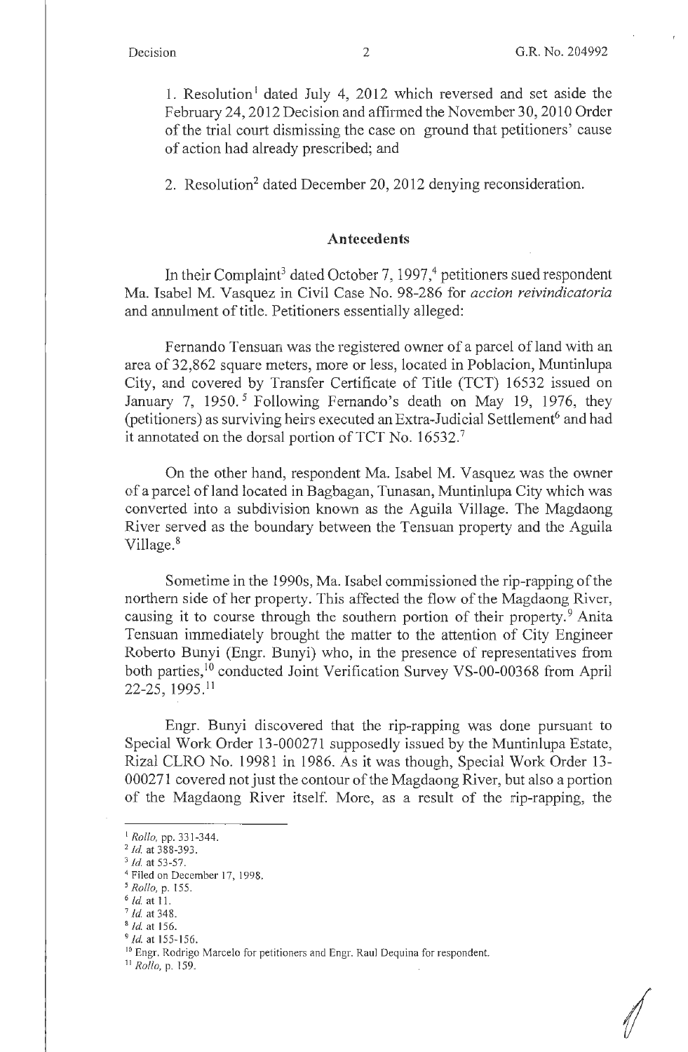1. Resolution[1] dated July 4, 2012 which reversed and set aside the February 24, 2012 Decision and affirmed the November 30, 2010 Order of the trial court dismissing the case on ground that petitioners' cause of action had already prescribed; and

2. Resolution[2] dated December 20, 2012 denying reconsideration.

## Antecedents

In their Complaint[3] dated October 7, 1997,[4] petitioners sued respondent Ma. Isabel M. Vasquez in Civil Case No. 98-286 for *accion reivindicatoria* and annulment of title. Petitioners essentially alleged:

Fernando Tensuan was the registered owner of a parcel of land with an area of 32,862 square meters, more or less, located in Poblacion, Muntinlupa City, and covered by Transfer Certificate of Title (TCT) 16532 issued on January 7, 1950.[5] Following Fernando's death on May 19, 1976, they (petitioners) as surviving heirs executed an Extra-Judicial Settlement[6] and had it annotated on the dorsal portion of TCT No. 16532.[7]

On the other hand, respondent Ma. Isabel M. Vasquez was the owner of a parcel of land located in Bagbagan, Tunasan, Muntinlupa City which was converted into a subdivision known as the Aguila Village. The Magdaong River served as the boundary between the Tensuan property and the Aguila Village.[8]

Sometime in the 1990s, Ma. Isabel commissioned the rip-rapping of the northern side of her property. This affected the flow of the Magdaong River, causing it to course through the southern portion of their property.[9] Anita Tensuan immediately brought the matter to the attention of City Engineer Roberto Bunyi (Engr. Bunyi) who, in the presence of representatives from both parties,[10] conducted Joint Verification Survey VS-00-00368 from April 22-25, 1995.[11]

Engr. Bunyi discovered that the rip-rapping was done pursuant to Special Work Order 13-000271 supposedly issued by the Muntinlupa Estate, Rizal CLRO No. 19981 in 1986. As it was though, Special Work Order 13-000271 covered not just the contour of the Magdaong River, but also a portion of the Magdaong River itself. More, as a result of the rip-rapping, the

---

[1] *Rollo*, pp. 331-344.

[2] *Id.* at 388-393.

[3] *Id.* at 53-57.

[4] Filed on December 17, 1998.

[5] *Rollo*, p. 155.

[6] *Id.* at 11.

[7] *Id.* at 348.

[8] *Id.* at 156.

[9] *Id.* at 155-156.

[10] Engr. Rodrigo Marcelo for petitioners and Engr. Raul Dequina for respondent.

[11] *Rollo*, p. 159.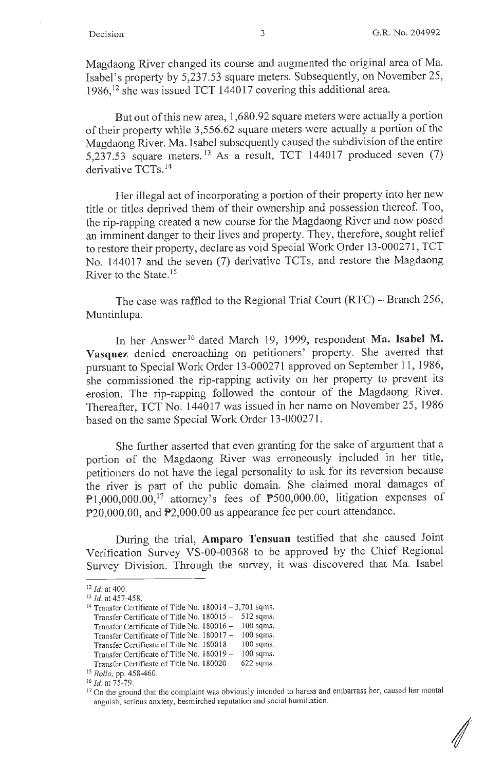Magdaong River changed its course and augmented the original area of Ma. Isabel's property by 5,237.53 square meters. Subsequently, on November 25, 1986,[12] she was issued TCT 144017 covering this additional area.

But out of this new area, 1,680.92 square meters were actually a portion of their property while 3,556.62 square meters were actually a portion of the Magdaong River. Ma. Isabel subsequently caused the subdivision of the entire 5,237.53 square meters.[13] As a result, TCT 144017 produced seven (7) derivative TCTs.[14]

Her illegal act of incorporating a portion of their property into her new title or titles deprived them of their ownership and possession thereof. Too, the rip-rapping created a new course for the Magdaong River and now posed an imminent danger to their lives and property. They, therefore, sought relief to restore their property, declare as void Special Work Order 13-000271, TCT No. 144017 and the seven (7) derivative TCTs, and restore the Magdaong River to the State.[15]

The case was raffled to the Regional Trial Court (RTC) – Branch 256, Muntinlupa.

In her Answer[16] dated March 19, 1999, respondent **Ma. Isabel M. Vasquez** denied encroaching on petitioners' property. She averred that pursuant to Special Work Order 13-000271 approved on September 11, 1986, she commissioned the rip-rapping activity on her property to prevent its erosion. The rip-rapping followed the contour of the Magdaong River. Thereafter, TCT No. 144017 was issued in her name on November 25, 1986 based on the same Special Work Order 13-000271.

She further asserted that even granting for the sake of argument that a portion of the Magdaong River was erroneously included in her title, petitioners do not have the legal personality to ask for its reversion because the river is part of the public domain. She claimed moral damages of ₱1,000,000.00,[17] attorney's fees of ₱500,000.00, litigation expenses of ₱20,000.00, and ₱2,000.00 as appearance fee per court attendance.

During the trial, **Amparo Tensuan** testified that she caused Joint Verification Survey VS-00-00368 to be approved by the Chief Regional Survey Division. Through the survey, it was discovered that Ma. Isabel

---

[12] *Id.* at 400.

[13] *Id.* at 457-458.

[14] Transfer Certificate of Title No. 180014 – 3,701 sqms.
Transfer Certificate of Title No. 180015 – 512 sqms.
Transfer Certificate of Title No. 180016 – 100 sqms.
Transfer Certificate of Title No. 180017 – 100 sqms.
Transfer Certificate of Title No. 180018 – 100 sqms.
Transfer Certificate of Title No. 180019 – 100 sqms.
Transfer Certificate of Title No. 180020 – 622 sqms.

[15] *Rollo*, pp. 458-460.

[16] *Id.* at 75-79.

[17] On the ground that the complaint was obviously intended to harass and embarrass her, caused her mental anguish, serious anxiety, besmirched reputation and social humiliation.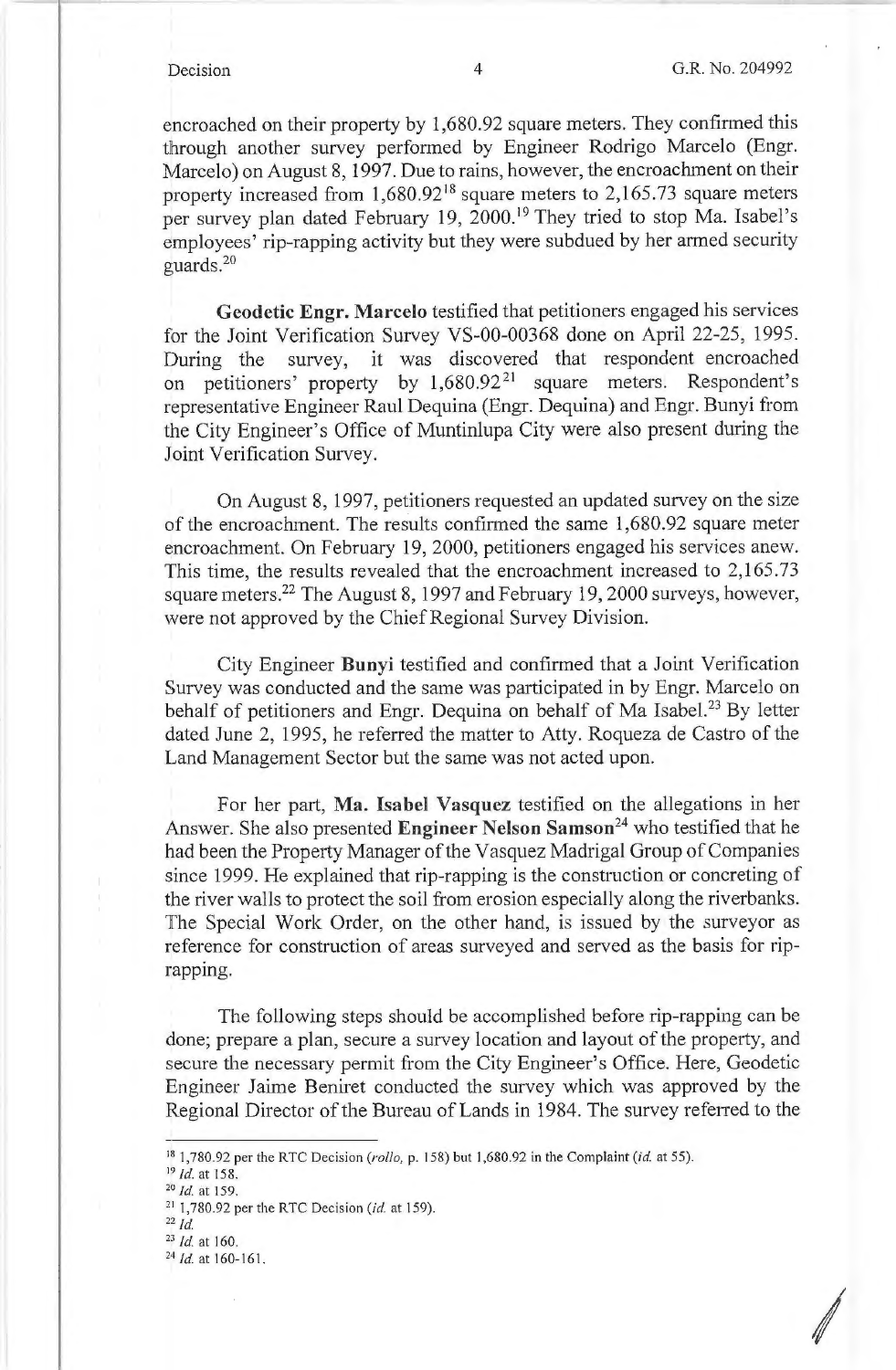encroached on their property by 1,680.92 square meters. They confirmed this through another survey performed by Engineer Rodrigo Marcelo (Engr. Marcelo) on August 8, 1997. Due to rains, however, the encroachment on their property increased from 1,680.92[18] square meters to 2,165.73 square meters per survey plan dated February 19, 2000.[19] They tried to stop Ma. Isabel's employees' rip-rapping activity but they were subdued by her armed security guards.[20]

**Geodetic Engr. Marcelo** testified that petitioners engaged his services for the Joint Verification Survey VS-00-00368 done on April 22-25, 1995. During the survey, it was discovered that respondent encroached on petitioners' property by 1,680.92[21] square meters. Respondent's representative Engineer Raul Dequina (Engr. Dequina) and Engr. Bunyi from the City Engineer's Office of Muntinlupa City were also present during the Joint Verification Survey.

On August 8, 1997, petitioners requested an updated survey on the size of the encroachment. The results confirmed the same 1,680.92 square meter encroachment. On February 19, 2000, petitioners engaged his services anew. This time, the results revealed that the encroachment increased to 2,165.73 square meters.[22] The August 8, 1997 and February 19, 2000 surveys, however, were not approved by the Chief Regional Survey Division.

City Engineer **Bunyi** testified and confirmed that a Joint Verification Survey was conducted and the same was participated in by Engr. Marcelo on behalf of petitioners and Engr. Dequina on behalf of Ma Isabel.[23] By letter dated June 2, 1995, he referred the matter to Atty. Roqueza de Castro of the Land Management Sector but the same was not acted upon.

For her part, **Ma. Isabel Vasquez** testified on the allegations in her Answer. She also presented **Engineer Nelson Samson**[24] who testified that he had been the Property Manager of the Vasquez Madrigal Group of Companies since 1999. He explained that rip-rapping is the construction or concreting of the river walls to protect the soil from erosion especially along the riverbanks. The Special Work Order, on the other hand, is issued by the surveyor as reference for construction of areas surveyed and served as the basis for rip-rapping.

The following steps should be accomplished before rip-rapping can be done; prepare a plan, secure a survey location and layout of the property, and secure the necessary permit from the City Engineer's Office. Here, Geodetic Engineer Jaime Beniret conducted the survey which was approved by the Regional Director of the Bureau of Lands in 1984. The survey referred to the

---

[18] 1,780.92 per the RTC Decision (*rollo*, p. 158) but 1,680.92 in the Complaint (*id.* at 55).
[19] *Id.* at 158.
[20] *Id.* at 159.
[21] 1,780.92 per the RTC Decision (*id.* at 159).
[22] *Id.*
[23] *Id.* at 160.
[24] *Id.* at 160-161.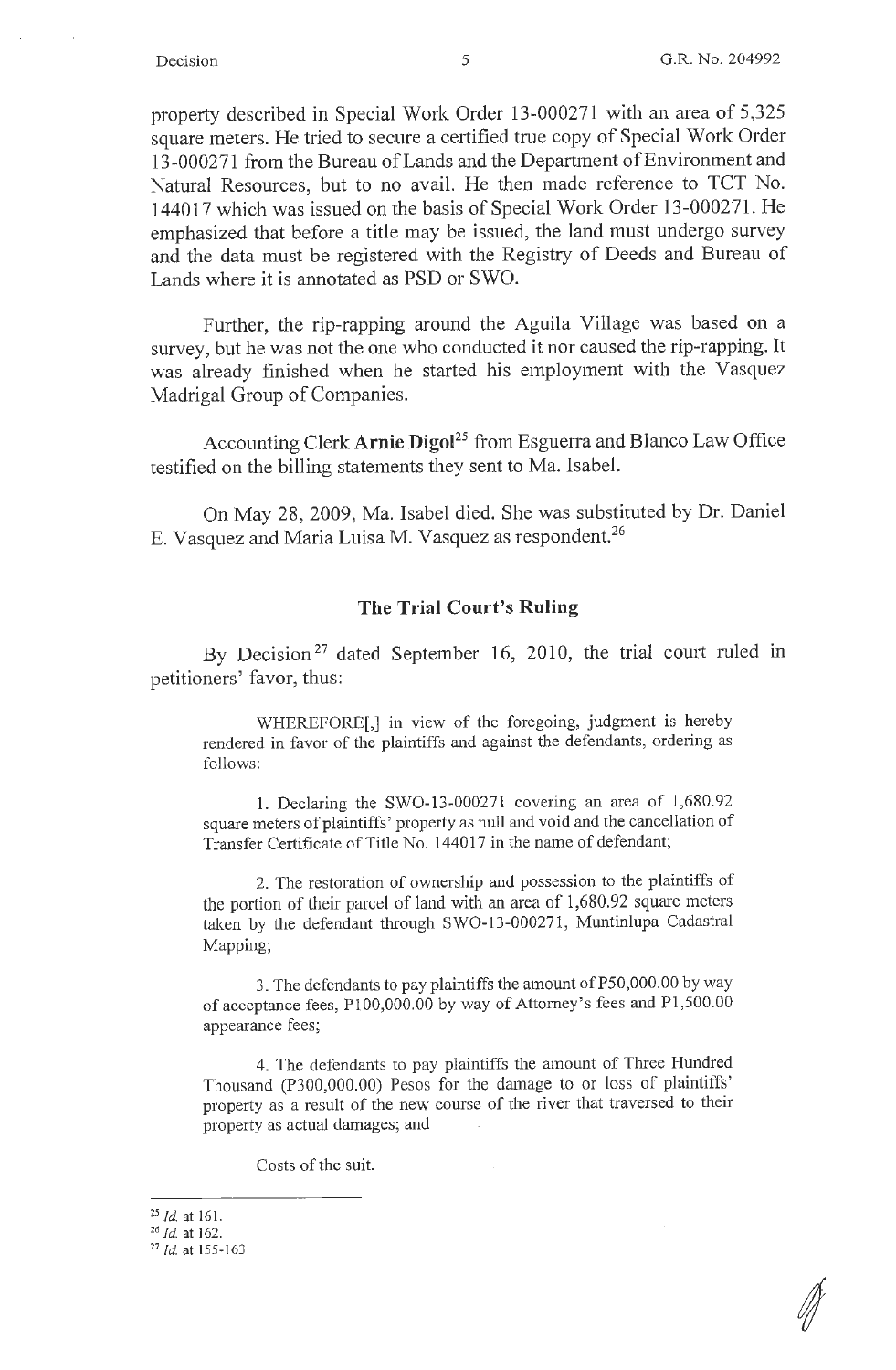property described in Special Work Order 13-000271 with an area of 5,325 square meters. He tried to secure a certified true copy of Special Work Order 13-000271 from the Bureau of Lands and the Department of Environment and Natural Resources, but to no avail. He then made reference to TCT No. 144017 which was issued on the basis of Special Work Order 13-000271. He emphasized that before a title may be issued, the land must undergo survey and the data must be registered with the Registry of Deeds and Bureau of Lands where it is annotated as PSD or SWO.

Further, the rip-rapping around the Aguila Village was based on a survey, but he was not the one who conducted it nor caused the rip-rapping. It was already finished when he started his employment with the Vasquez Madrigal Group of Companies.

Accounting Clerk **Arnie Digol**[25] from Esguerra and Blanco Law Office testified on the billing statements they sent to Ma. Isabel.

On May 28, 2009, Ma. Isabel died. She was substituted by Dr. Daniel E. Vasquez and Maria Luisa M. Vasquez as respondent.[26]

## The Trial Court's Ruling

By Decision[27] dated September 16, 2010, the trial court ruled in petitioners' favor, thus:

> WHEREFORE[,] in view of the foregoing, judgment is hereby rendered in favor of the plaintiffs and against the defendants, ordering as follows:
>
> 1. Declaring the SWO-13-000271 covering an area of 1,680.92 square meters of plaintiffs' property as null and void and the cancellation of Transfer Certificate of Title No. 144017 in the name of defendant;
>
> 2. The restoration of ownership and possession to the plaintiffs of the portion of their parcel of land with an area of 1,680.92 square meters taken by the defendant through SWO-13-000271, Muntinlupa Cadastral Mapping;
>
> 3. The defendants to pay plaintiffs the amount of P50,000.00 by way of acceptance fees, P100,000.00 by way of Attorney's fees and P1,500.00 appearance fees;
>
> 4. The defendants to pay plaintiffs the amount of Three Hundred Thousand (P300,000.00) Pesos for the damage to or loss of plaintiffs' property as a result of the new course of the river that traversed to their property as actual damages; and
>
> Costs of the suit.

---

[25] *Id.* at 161.

[26] *Id.* at 162.

[27] *Id.* at 155-163.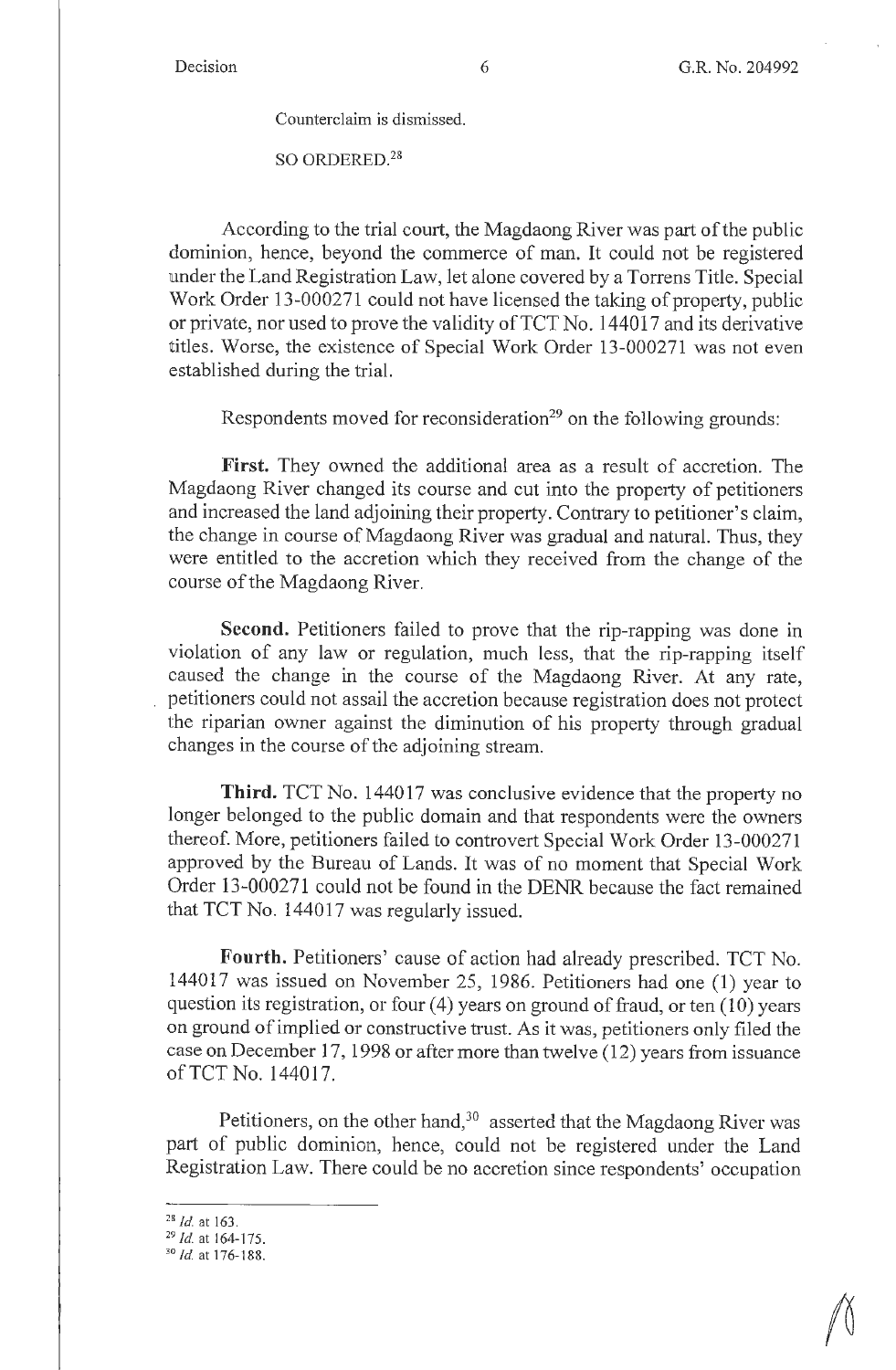Counterclaim is dismissed.

SO ORDERED.[28]

According to the trial court, the Magdaong River was part of the public dominion, hence, beyond the commerce of man. It could not be registered under the Land Registration Law, let alone covered by a Torrens Title. Special Work Order 13-000271 could not have licensed the taking of property, public or private, nor used to prove the validity of TCT No. 144017 and its derivative titles. Worse, the existence of Special Work Order 13-000271 was not even established during the trial.

Respondents moved for reconsideration[29] on the following grounds:

**First.** They owned the additional area as a result of accretion. The Magdaong River changed its course and cut into the property of petitioners and increased the land adjoining their property. Contrary to petitioner's claim, the change in course of Magdaong River was gradual and natural. Thus, they were entitled to the accretion which they received from the change of the course of the Magdaong River.

**Second.** Petitioners failed to prove that the rip-rapping was done in violation of any law or regulation, much less, that the rip-rapping itself caused the change in the course of the Magdaong River. At any rate, petitioners could not assail the accretion because registration does not protect the riparian owner against the diminution of his property through gradual changes in the course of the adjoining stream.

**Third.** TCT No. 144017 was conclusive evidence that the property no longer belonged to the public domain and that respondents were the owners thereof. More, petitioners failed to controvert Special Work Order 13-000271 approved by the Bureau of Lands. It was of no moment that Special Work Order 13-000271 could not be found in the DENR because the fact remained that TCT No. 144017 was regularly issued.

**Fourth.** Petitioners' cause of action had already prescribed. TCT No. 144017 was issued on November 25, 1986. Petitioners had one (1) year to question its registration, or four (4) years on ground of fraud, or ten (10) years on ground of implied or constructive trust. As it was, petitioners only filed the case on December 17, 1998 or after more than twelve (12) years from issuance of TCT No. 144017.

Petitioners, on the other hand,[30] asserted that the Magdaong River was part of public dominion, hence, could not be registered under the Land Registration Law. There could be no accretion since respondents' occupation

---

[28] *Id.* at 163.

[29] *Id.* at 164-175.

[30] *Id.* at 176-188.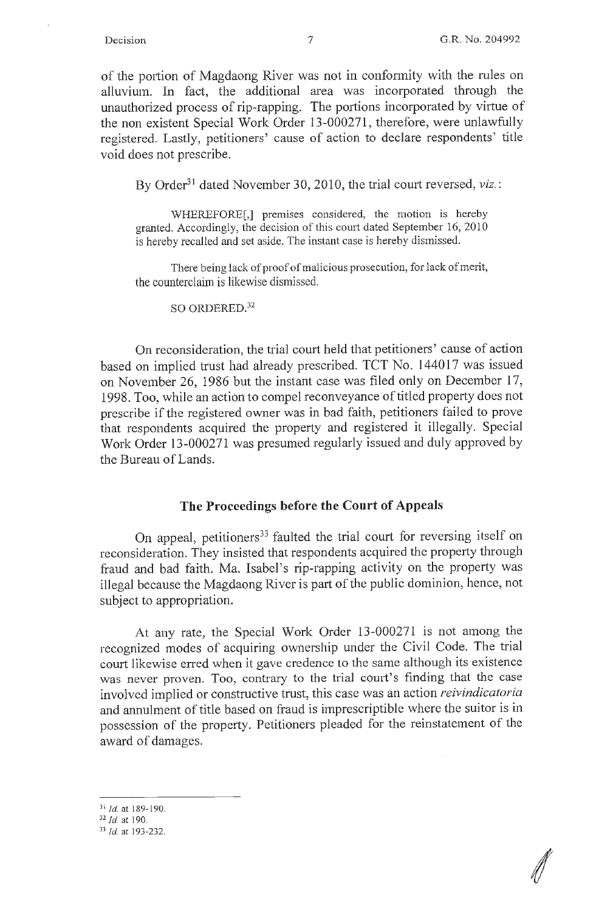of the portion of Magdaong River was not in conformity with the rules on alluvium. In fact, the additional area was incorporated through the unauthorized process of rip-rapping. The portions incorporated by virtue of the non existent Special Work Order 13-000271, therefore, were unlawfully registered. Lastly, petitioners' cause of action to declare respondents' title void does not prescribe.

By Order[31] dated November 30, 2010, the trial court reversed, *viz.*:

> WHEREFORE[,] premises considered, the motion is hereby granted. Accordingly, the decision of this court dated September 16, 2010 is hereby recalled and set aside. The instant case is hereby dismissed.
>
> There being lack of proof of malicious prosecution, for lack of merit, the counterclaim is likewise dismissed.
>
> SO ORDERED.[32]

On reconsideration, the trial court held that petitioners' cause of action based on implied trust had already prescribed. TCT No. 144017 was issued on November 26, 1986 but the instant case was filed only on December 17, 1998. Too, while an action to compel reconveyance of titled property does not prescribe if the registered owner was in bad faith, petitioners failed to prove that respondents acquired the property and registered it illegally. Special Work Order 13-000271 was presumed regularly issued and duly approved by the Bureau of Lands.

## The Proceedings before the Court of Appeals

On appeal, petitioners[33] faulted the trial court for reversing itself on reconsideration. They insisted that respondents acquired the property through fraud and bad faith. Ma. Isabel's rip-rapping activity on the property was illegal because the Magdaong River is part of the public dominion, hence, not subject to appropriation.

At any rate, the Special Work Order 13-000271 is not among the recognized modes of acquiring ownership under the Civil Code. The trial court likewise erred when it gave credence to the same although its existence was never proven. Too, contrary to the trial court's finding that the case involved implied or constructive trust, this case was an action *reivindicatoria* and annulment of title based on fraud is imprescriptible where the suitor is in possession of the property. Petitioners pleaded for the reinstatement of the award of damages.

---

[31] *Id.* at 189-190.

[32] *Id.* at 190.

[33] *Id.* at 193-232.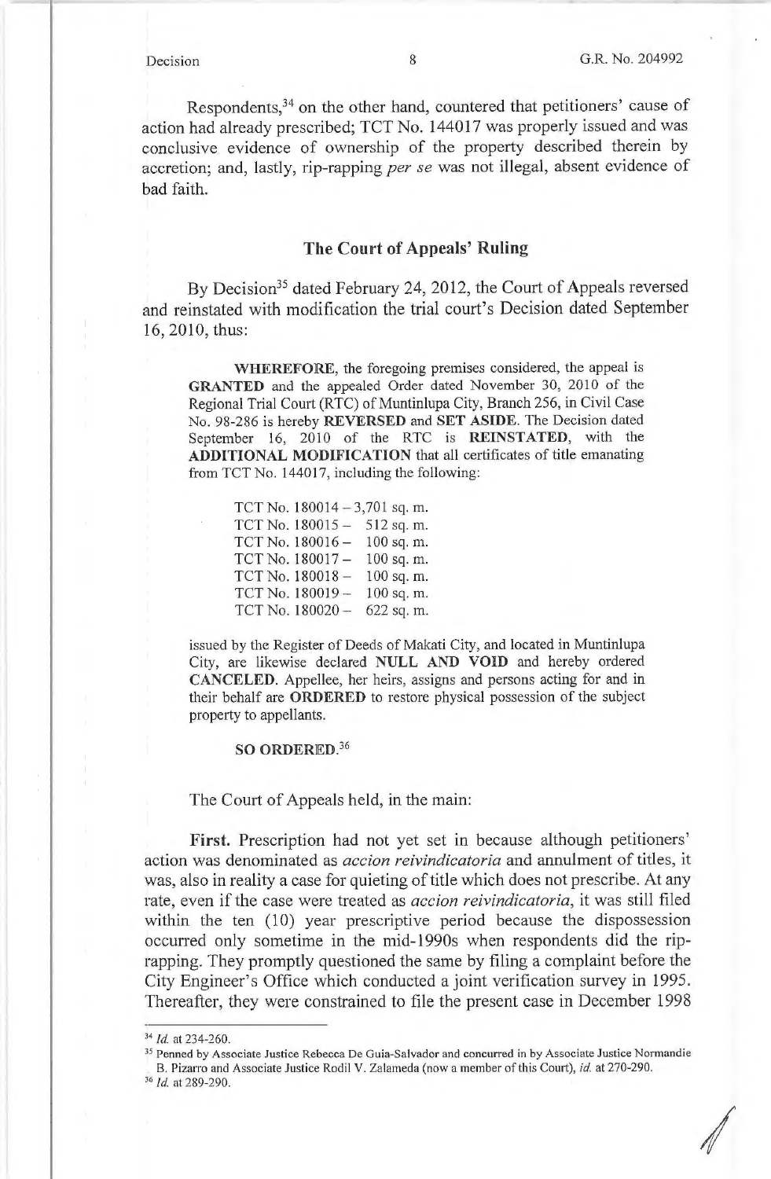Respondents,[34] on the other hand, countered that petitioners' cause of action had already prescribed; TCT No. 144017 was properly issued and was conclusive evidence of ownership of the property described therein by accretion; and, lastly, rip-rapping *per se* was not illegal, absent evidence of bad faith.

## The Court of Appeals' Ruling

By Decision[35] dated February 24, 2012, the Court of Appeals reversed and reinstated with modification the trial court's Decision dated September 16, 2010, thus:

> **WHEREFORE**, the foregoing premises considered, the appeal is **GRANTED** and the appealed Order dated November 30, 2010 of the Regional Trial Court (RTC) of Muntinlupa City, Branch 256, in Civil Case No. 98-286 is hereby **REVERSED** and **SET ASIDE**. The Decision dated September 16, 2010 of the RTC is **REINSTATED**, with the **ADDITIONAL MODIFICATION** that all certificates of title emanating from TCT No. 144017, including the following:
>
> TCT No. 180014 – 3,701 sq. m.
> TCT No. 180015 – 512 sq. m.
> TCT No. 180016 – 100 sq. m.
> TCT No. 180017 – 100 sq. m.
> TCT No. 180018 – 100 sq. m.
> TCT No. 180019 – 100 sq. m.
> TCT No. 180020 – 622 sq. m.
>
> issued by the Register of Deeds of Makati City, and located in Muntinlupa City, are likewise declared **NULL AND VOID** and hereby ordered **CANCELED**. Appellee, her heirs, assigns and persons acting for and in their behalf are **ORDERED** to restore physical possession of the subject property to appellants.
>
> **SO ORDERED.**[36]

The Court of Appeals held, in the main:

**First.** Prescription had not yet set in because although petitioners' action was denominated as *accion reivindicatoria* and annulment of titles, it was, also in reality a case for quieting of title which does not prescribe. At any rate, even if the case were treated as *accion reivindicatoria*, it was still filed within the ten (10) year prescriptive period because the dispossession occurred only sometime in the mid-1990s when respondents did the rip-rapping. They promptly questioned the same by filing a complaint before the City Engineer's Office which conducted a joint verification survey in 1995. Thereafter, they were constrained to file the present case in December 1998

---

[34] *Id.* at 234-260.

[35] Penned by Associate Justice Rebecca De Guia-Salvador and concurred in by Associate Justice Normandie B. Pizarro and Associate Justice Rodil V. Zalameda (now a member of this Court), *id.* at 270-290.

[36] *Id.* at 289-290.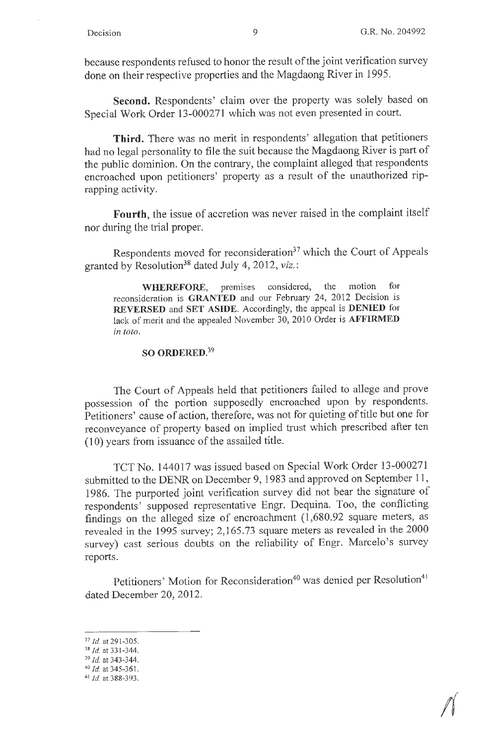because respondents refused to honor the result of the joint verification survey done on their respective properties and the Magdaong River in 1995.

**Second.** Respondents' claim over the property was solely based on Special Work Order 13-000271 which was not even presented in court.

**Third.** There was no merit in respondents' allegation that petitioners had no legal personality to file the suit because the Magdaong River is part of the public dominion. On the contrary, the complaint alleged that respondents encroached upon petitioners' property as a result of the unauthorized rip-rapping activity.

**Fourth**, the issue of accretion was never raised in the complaint itself nor during the trial proper.

Respondents moved for reconsideration[37] which the Court of Appeals granted by Resolution[38] dated July 4, 2012, *viz.*:

> **WHEREFORE**, premises considered, the motion for reconsideration is **GRANTED** and our February 24, 2012 Decision is **REVERSED** and **SET ASIDE**. Accordingly, the appeal is **DENIED** for lack of merit and the appealed November 30, 2010 Order is **AFFIRMED** *in toto*.
>
> **SO ORDERED.**[39]

The Court of Appeals held that petitioners failed to allege and prove possession of the portion supposedly encroached upon by respondents. Petitioners' cause of action, therefore, was not for quieting of title but one for reconveyance of property based on implied trust which prescribed after ten (10) years from issuance of the assailed title.

TCT No. 144017 was issued based on Special Work Order 13-000271 submitted to the DENR on December 9, 1983 and approved on September 11, 1986. The purported joint verification survey did not bear the signature of respondents' supposed representative Engr. Dequina. Too, the conflicting findings on the alleged size of encroachment (1,680.92 square meters, as revealed in the 1995 survey; 2,165.73 square meters as revealed in the 2000 survey) cast serious doubts on the reliability of Engr. Marcelo's survey reports.

Petitioners' Motion for Reconsideration[40] was denied per Resolution[41] dated December 20, 2012.

---

[37] *Id.* at 291-305.
[38] *Id.* at 331-344.
[39] *Id.* at 343-344.
[40] *Id.* at 345-361.
[41] *Id.* at 388-393.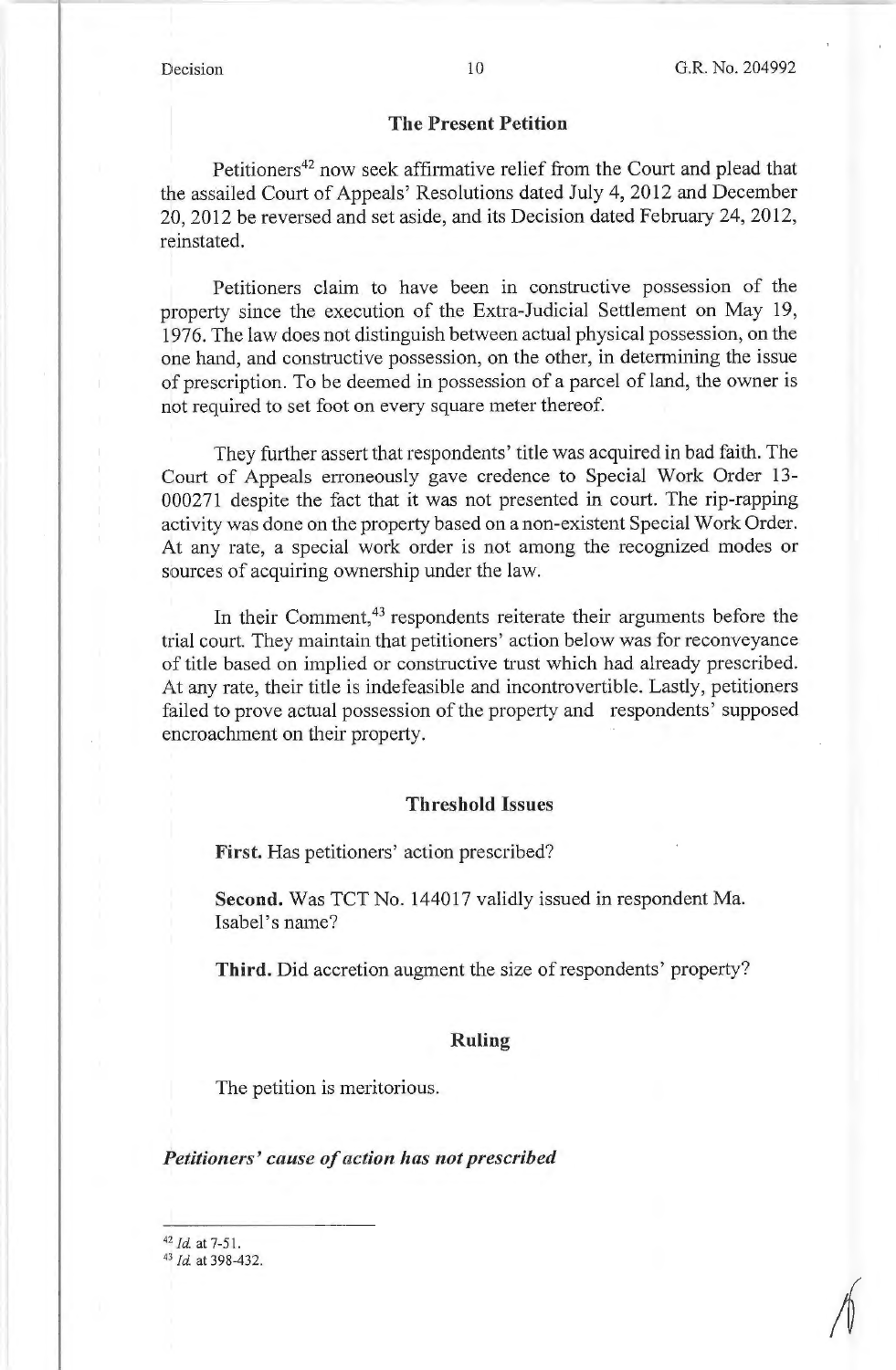## The Present Petition

Petitioners[42] now seek affirmative relief from the Court and plead that the assailed Court of Appeals' Resolutions dated July 4, 2012 and December 20, 2012 be reversed and set aside, and its Decision dated February 24, 2012, reinstated.

Petitioners claim to have been in constructive possession of the property since the execution of the Extra-Judicial Settlement on May 19, 1976. The law does not distinguish between actual physical possession, on the one hand, and constructive possession, on the other, in determining the issue of prescription. To be deemed in possession of a parcel of land, the owner is not required to set foot on every square meter thereof.

They further assert that respondents' title was acquired in bad faith. The Court of Appeals erroneously gave credence to Special Work Order 13-000271 despite the fact that it was not presented in court. The rip-rapping activity was done on the property based on a non-existent Special Work Order. At any rate, a special work order is not among the recognized modes or sources of acquiring ownership under the law.

In their Comment,[43] respondents reiterate their arguments before the trial court. They maintain that petitioners' action below was for reconveyance of title based on implied or constructive trust which had already prescribed. At any rate, their title is indefeasible and incontrovertible. Lastly, petitioners failed to prove actual possession of the property and respondents' supposed encroachment on their property.

## Threshold Issues

**First.** Has petitioners' action prescribed?

**Second.** Was TCT No. 144017 validly issued in respondent Ma. Isabel's name?

**Third.** Did accretion augment the size of respondents' property?

## Ruling

The petition is meritorious.

***Petitioners' cause of action has not prescribed***

---

[42] *Id.* at 7-51.

[43] *Id.* at 398-432.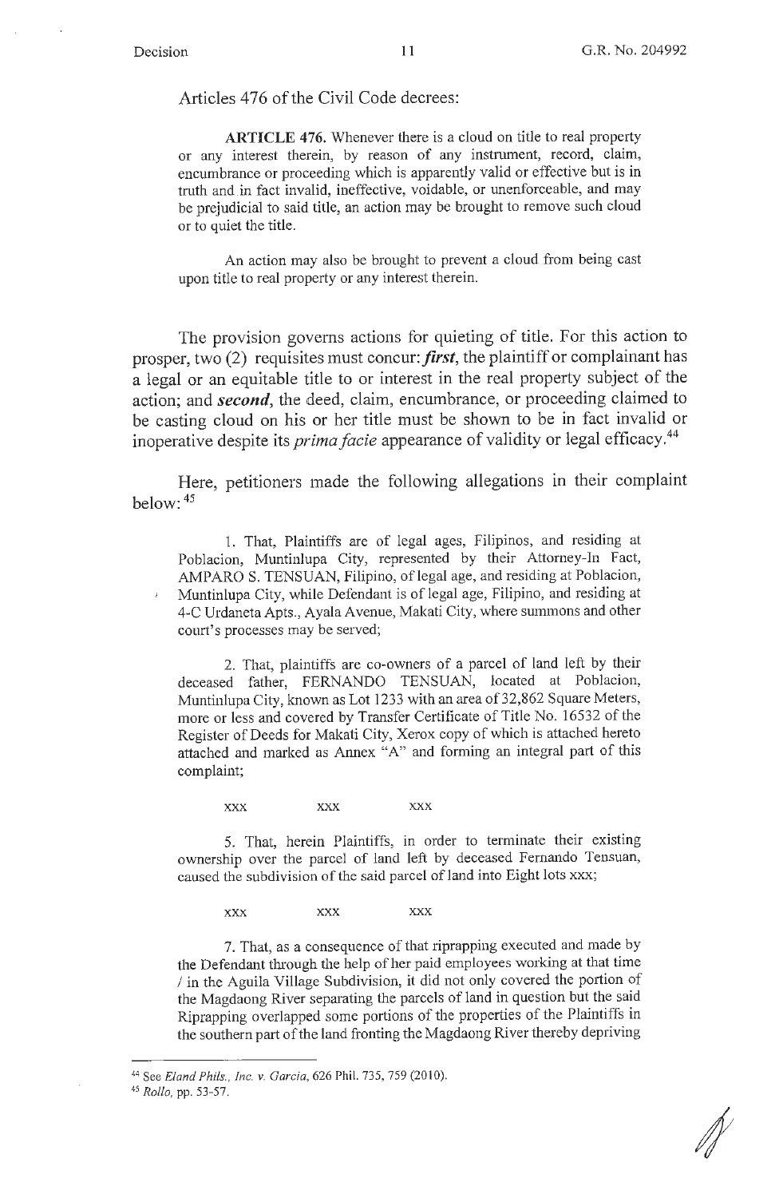Articles 476 of the Civil Code decrees:

> **ARTICLE 476.** Whenever there is a cloud on title to real property or any interest therein, by reason of any instrument, record, claim, encumbrance or proceeding which is apparently valid or effective but is in truth and in fact invalid, ineffective, voidable, or unenforceable, and may be prejudicial to said title, an action may be brought to remove such cloud or to quiet the title.
>
> An action may also be brought to prevent a cloud from being cast upon title to real property or any interest therein.

The provision governs actions for quieting of title. For this action to prosper, two (2) requisites must concur: ***first***, the plaintiff or complainant has a legal or an equitable title to or interest in the real property subject of the action; and ***second***, the deed, claim, encumbrance, or proceeding claimed to be casting cloud on his or her title must be shown to be in fact invalid or inoperative despite its *prima facie* appearance of validity or legal efficacy.[44]

Here, petitioners made the following allegations in their complaint below:[45]

> 1. That, Plaintiffs are of legal ages, Filipinos, and residing at Poblacion, Muntinlupa City, represented by their Attorney-In Fact, AMPARO S. TENSUAN, Filipino, of legal age, and residing at Poblacion, Muntinlupa City, while Defendant is of legal age, Filipino, and residing at 4-C Urdaneta Apts., Ayala Avenue, Makati City, where summons and other court's processes may be served;
>
> 2. That, plaintiffs are co-owners of a parcel of land left by their deceased father, FERNANDO TENSUAN, located at Poblacion, Muntinlupa City, known as Lot 1233 with an area of 32,862 Square Meters, more or less and covered by Transfer Certificate of Title No. 16532 of the Register of Deeds for Makati City, Xerox copy of which is attached hereto attached and marked as Annex "A" and forming an integral part of this complaint;
>
> xxx xxx xxx
>
> 5. That, herein Plaintiffs, in order to terminate their existing ownership over the parcel of land left by deceased Fernando Tensuan, caused the subdivision of the said parcel of land into Eight lots xxx;
>
> xxx xxx xxx
>
> 7. That, as a consequence of that riprapping executed and made by the Defendant through the help of her paid employees working at that time / in the Aguila Village Subdivision, it did not only covered the portion of the Magdaong River separating the parcels of land in question but the said Riprapping overlapped some portions of the properties of the Plaintiffs in the southern part of the land fronting the Magdaong River thereby depriving

---

[44] See *Eland Phils., Inc. v. Garcia*, 626 Phil. 735, 759 (2010).

[45] *Rollo*, pp. 53-57.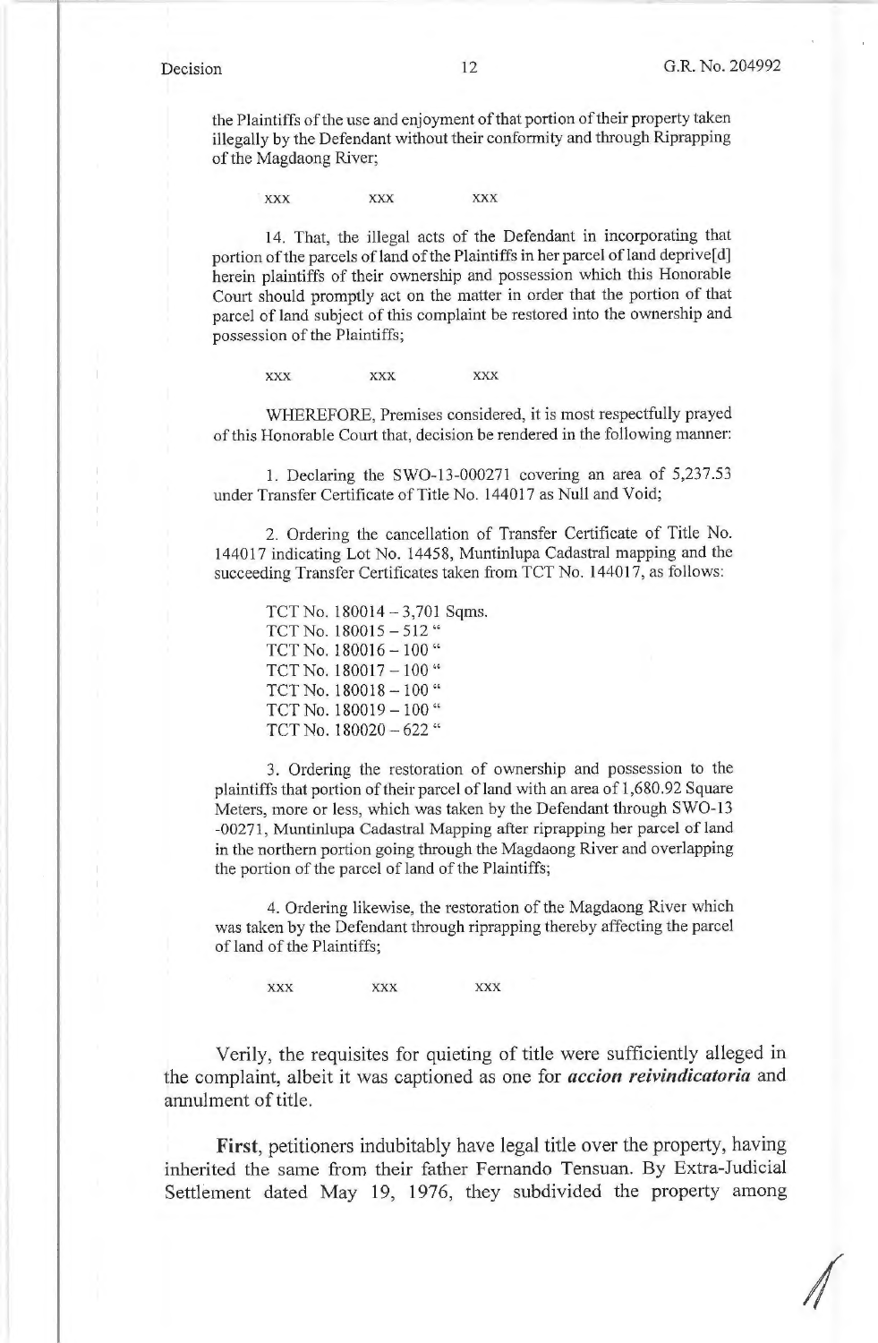the Plaintiffs of the use and enjoyment of that portion of their property taken illegally by the Defendant without their conformity and through Riprapping of the Magdaong River;

xxx xxx xxx

14. That, the illegal acts of the Defendant in incorporating that portion of the parcels of land of the Plaintiffs in her parcel of land deprive[d] herein plaintiffs of their ownership and possession which this Honorable Court should promptly act on the matter in order that the portion of that parcel of land subject of this complaint be restored into the ownership and possession of the Plaintiffs;

xxx xxx xxx

WHEREFORE, Premises considered, it is most respectfully prayed of this Honorable Court that, decision be rendered in the following manner:

1. Declaring the SWO-13-000271 covering an area of 5,237.53 under Transfer Certificate of Title No. 144017 as Null and Void;

2. Ordering the cancellation of Transfer Certificate of Title No. 144017 indicating Lot No. 14458, Muntinlupa Cadastral mapping and the succeeding Transfer Certificates taken from TCT No. 144017, as follows:

TCT No. 180014 – 3,701 Sqms.
TCT No. 180015 – 512 "
TCT No. 180016 – 100 "
TCT No. 180017 – 100 "
TCT No. 180018 – 100 "
TCT No. 180019 – 100 "
TCT No. 180020 – 622 "

3. Ordering the restoration of ownership and possession to the plaintiffs that portion of their parcel of land with an area of 1,680.92 Square Meters, more or less, which was taken by the Defendant through SWO-13 -00271, Muntinlupa Cadastral Mapping after riprapping her parcel of land in the northern portion going through the Magdaong River and overlapping the portion of the parcel of land of the Plaintiffs;

4. Ordering likewise, the restoration of the Magdaong River which was taken by the Defendant through riprapping thereby affecting the parcel of land of the Plaintiffs;

xxx xxx xxx

Verily, the requisites for quieting of title were sufficiently alleged in the complaint, albeit it was captioned as one for ***accion reivindicatoria*** and annulment of title.

**First**, petitioners indubitably have legal title over the property, having inherited the same from their father Fernando Tensuan. By Extra-Judicial Settlement dated May 19, 1976, they subdivided the property among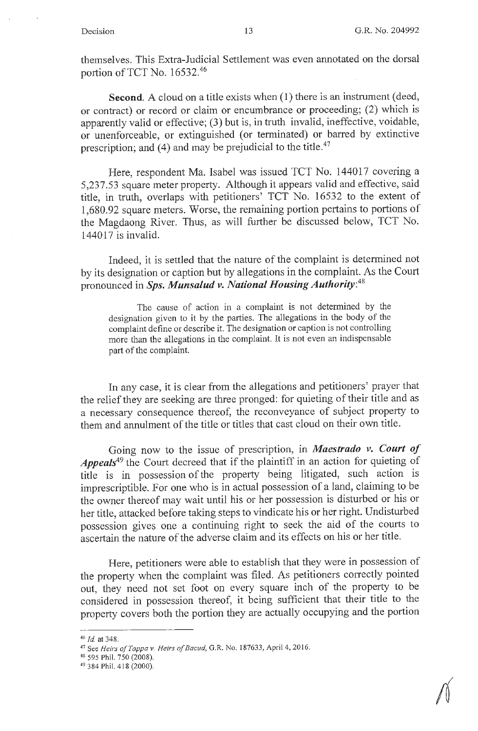themselves. This Extra-Judicial Settlement was even annotated on the dorsal portion of TCT No. 16532.[46]

**Second.** A cloud on a title exists when (1) there is an instrument (deed, or contract) or record or claim or encumbrance or proceeding; (2) which is apparently valid or effective; (3) but is, in truth invalid, ineffective, voidable, or unenforceable, or extinguished (or terminated) or barred by extinctive prescription; and (4) and may be prejudicial to the title.[47]

Here, respondent Ma. Isabel was issued TCT No. 144017 covering a 5,237.53 square meter property. Although it appears valid and effective, said title, in truth, overlaps with petitioners' TCT No. 16532 to the extent of 1,680.92 square meters. Worse, the remaining portion pertains to portions of the Magdaong River. Thus, as will further be discussed below, TCT No. 144017 is invalid.

Indeed, it is settled that the nature of the complaint is determined not by its designation or caption but by allegations in the complaint. As the Court pronounced in ***Sps. Munsalud v. National Housing Authority***:[48]

> The cause of action in a complaint is not determined by the designation given to it by the parties. The allegations in the body of the complaint define or describe it. The designation or caption is not controlling more than the allegations in the complaint. It is not even an indispensable part of the complaint.

In any case, it is clear from the allegations and petitioners' prayer that the relief they are seeking are three pronged: for quieting of their title and as a necessary consequence thereof, the reconveyance of subject property to them and annulment of the title or titles that cast cloud on their own title.

Going now to the issue of prescription, in ***Maestrado v. Court of Appeals***[49] the Court decreed that if the plaintiff in an action for quieting of title is in possession of the property being litigated, such action is imprescriptible. For one who is in actual possession of a land, claiming to be the owner thereof may wait until his or her possession is disturbed or his or her title, attacked before taking steps to vindicate his or her right. Undisturbed possession gives one a continuing right to seek the aid of the courts to ascertain the nature of the adverse claim and its effects on his or her title.

Here, petitioners were able to establish that they were in possession of the property when the complaint was filed. As petitioners correctly pointed out, they need not set foot on every square inch of the property to be considered in possession thereof, it being sufficient that their title to the property covers both the portion they are actually occupying and the portion

---

[46] *Id.* at 348.

[47] See *Heirs of Tappa v. Heirs of Bacud*, G.R. No. 187633, April 4, 2016.

[48] 595 Phil. 750 (2008).

[49] 384 Phil. 418 (2000).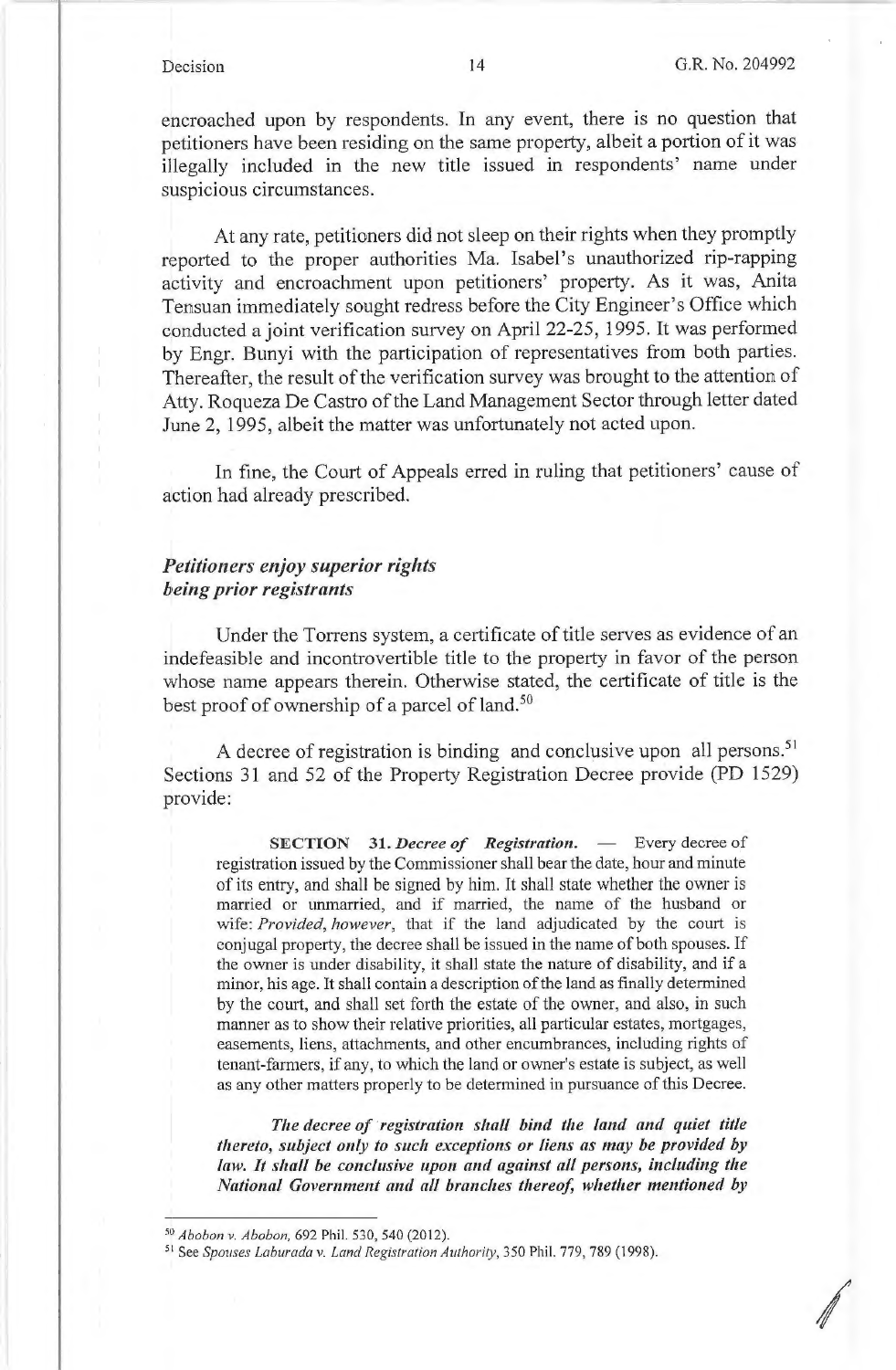encroached upon by respondents. In any event, there is no question that petitioners have been residing on the same property, albeit a portion of it was illegally included in the new title issued in respondents' name under suspicious circumstances.

At any rate, petitioners did not sleep on their rights when they promptly reported to the proper authorities Ma. Isabel's unauthorized rip-rapping activity and encroachment upon petitioners' property. As it was, Anita Tensuan immediately sought redress before the City Engineer's Office which conducted a joint verification survey on April 22-25, 1995. It was performed by Engr. Bunyi with the participation of representatives from both parties. Thereafter, the result of the verification survey was brought to the attention of Atty. Roqueza De Castro of the Land Management Sector through letter dated June 2, 1995, albeit the matter was unfortunately not acted upon.

In fine, the Court of Appeals erred in ruling that petitioners' cause of action had already prescribed.

***Petitioners enjoy superior rights being prior registrants***

Under the Torrens system, a certificate of title serves as evidence of an indefeasible and incontrovertible title to the property in favor of the person whose name appears therein. Otherwise stated, the certificate of title is the best proof of ownership of a parcel of land.[50]

A decree of registration is binding and conclusive upon all persons.[51] Sections 31 and 52 of the Property Registration Decree provide (PD 1529) provide:

> **SECTION 31.** ***Decree of Registration.*** — Every decree of registration issued by the Commissioner shall bear the date, hour and minute of its entry, and shall be signed by him. It shall state whether the owner is married or unmarried, and if married, the name of the husband or wife: *Provided, however*, that if the land adjudicated by the court is conjugal property, the decree shall be issued in the name of both spouses. If the owner is under disability, it shall state the nature of disability, and if a minor, his age. It shall contain a description of the land as finally determined by the court, and shall set forth the estate of the owner, and also, in such manner as to show their relative priorities, all particular estates, mortgages, easements, liens, attachments, and other encumbrances, including rights of tenant-farmers, if any, to which the land or owner's estate is subject, as well as any other matters properly to be determined in pursuance of this Decree.
>
> ***The decree of registration shall bind the land and quiet title thereto, subject only to such exceptions or liens as may be provided by law. It shall be conclusive upon and against all persons, including the National Government and all branches thereof, whether mentioned by***

---

[50] *Abobon v. Abobon*, 692 Phil. 530, 540 (2012).

[51] See *Spouses Laburada v. Land Registration Authority*, 350 Phil. 779, 789 (1998).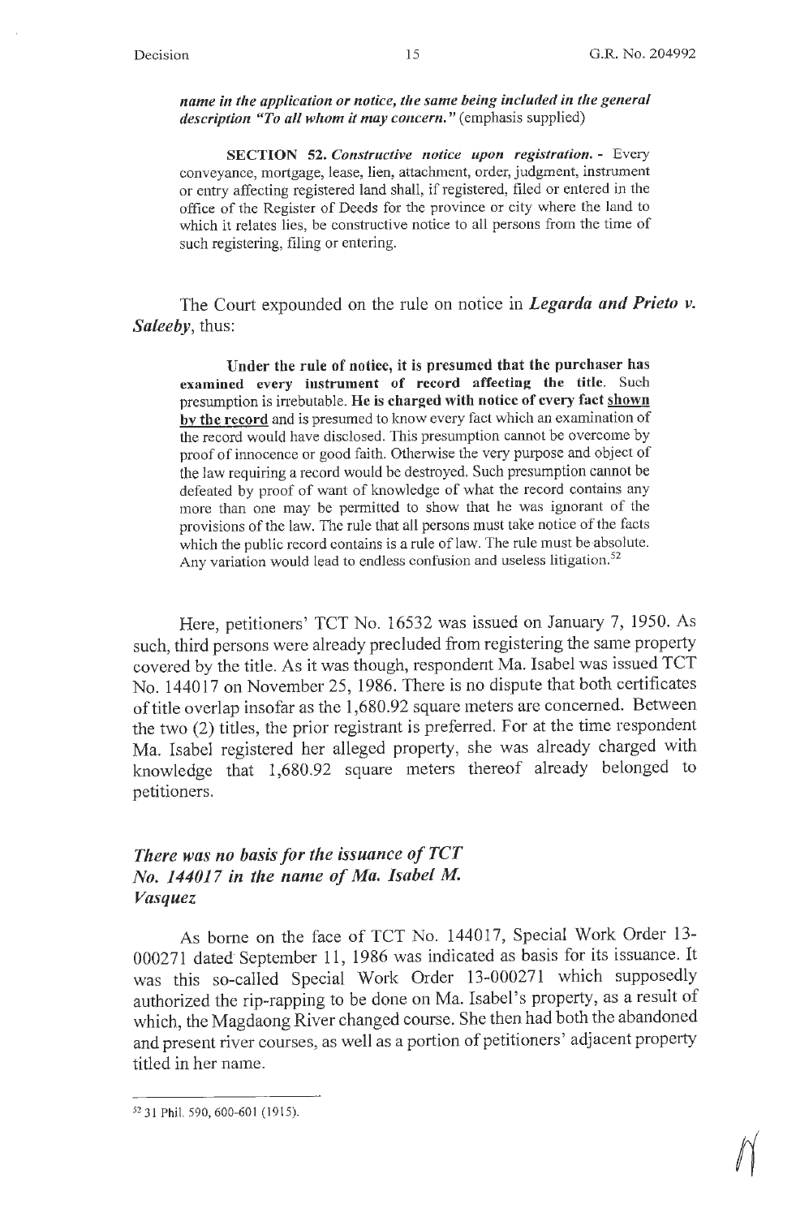***name in the application or notice, the same being included in the general description "To all whom it may concern."*** (emphasis supplied)

**SECTION 52.** ***Constructive notice upon registration.*** - Every conveyance, mortgage, lease, lien, attachment, order, judgment, instrument or entry affecting registered land shall, if registered, filed or entered in the office of the Register of Deeds for the province or city where the land to which it relates lies, be constructive notice to all persons from the time of such registering, filing or entering.

The Court expounded on the rule on notice in ***Legarda and Prieto v. Saleeby***, thus:

> **Under the rule of notice, it is presumed that the purchaser has examined every instrument of record affecting the title.** Such presumption is irrebutable. **He is charged with notice of every fact <u>shown by the record</u>** and is presumed to know every fact which an examination of the record would have disclosed. This presumption cannot be overcome by proof of innocence or good faith. Otherwise the very purpose and object of the law requiring a record would be destroyed. Such presumption cannot be defeated by proof of want of knowledge of what the record contains any more than one may be permitted to show that he was ignorant of the provisions of the law. The rule that all persons must take notice of the facts which the public record contains is a rule of law. The rule must be absolute. Any variation would lead to endless confusion and useless litigation.[52]

Here, petitioners' TCT No. 16532 was issued on January 7, 1950. As such, third persons were already precluded from registering the same property covered by the title. As it was though, respondent Ma. Isabel was issued TCT No. 144017 on November 25, 1986. There is no dispute that both certificates of title overlap insofar as the 1,680.92 square meters are concerned. Between the two (2) titles, the prior registrant is preferred. For at the time respondent Ma. Isabel registered her alleged property, she was already charged with knowledge that 1,680.92 square meters thereof already belonged to petitioners.

### *There was no basis for the issuance of TCT No. 144017 in the name of Ma. Isabel M. Vasquez*

As borne on the face of TCT No. 144017, Special Work Order 13-000271 dated September 11, 1986 was indicated as basis for its issuance. It was this so-called Special Work Order 13-000271 which supposedly authorized the rip-rapping to be done on Ma. Isabel's property, as a result of which, the Magdaong River changed course. She then had both the abandoned and present river courses, as well as a portion of petitioners' adjacent property titled in her name.

---

[52] 31 Phil. 590, 600-601 (1915).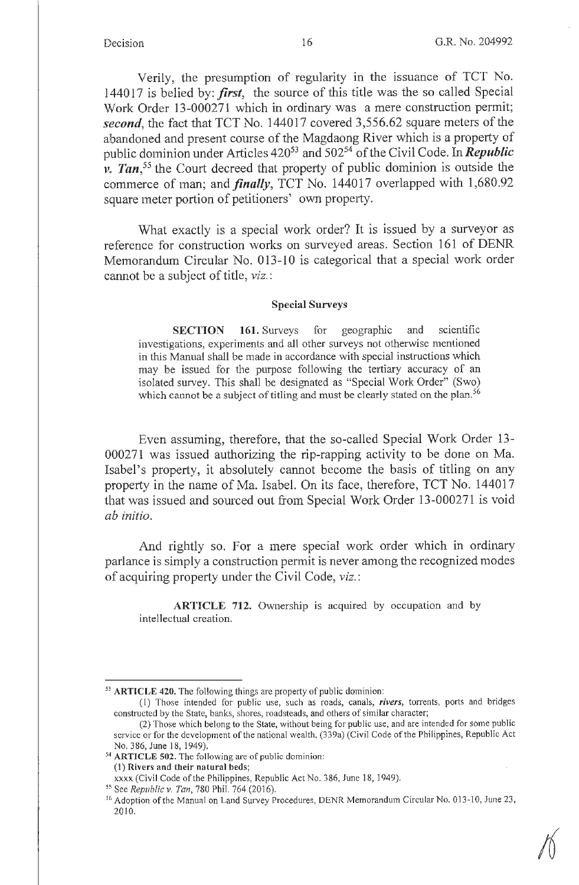Verily, the presumption of regularity in the issuance of TCT No. 144017 is belied by: ***first***, the source of this title was the so called Special Work Order 13-000271 which in ordinary was a mere construction permit; ***second***, the fact that TCT No. 144017 covered 3,556.62 square meters of the abandoned and present course of the Magdaong River which is a property of public dominion under Articles 420[53] and 502[54] of the Civil Code. In ***Republic v. Tan***,[55] the Court decreed that property of public dominion is outside the commerce of man; and ***finally***, TCT No. 144017 overlapped with 1,680.92 square meter portion of petitioners' own property.

What exactly is a special work order? It is issued by a surveyor as reference for construction works on surveyed areas. Section 161 of DENR Memorandum Circular No. 013-10 is categorical that a special work order cannot be a subject of title, *viz.*:

> **Special Surveys**
>
> **SECTION 161.** Surveys for geographic and scientific investigations, experiments and all other surveys not otherwise mentioned in this Manual shall be made in accordance with special instructions which may be issued for the purpose following the tertiary accuracy of an isolated survey. This shall be designated as "Special Work Order" (Swo) which cannot be a subject of titling and must be clearly stated on the plan.[56]

Even assuming, therefore, that the so-called Special Work Order 13-000271 was issued authorizing the rip-rapping activity to be done on Ma. Isabel's property, it absolutely cannot become the basis of titling on any property in the name of Ma. Isabel. On its face, therefore, TCT No. 144017 that was issued and sourced out from Special Work Order 13-000271 is void *ab initio*.

And rightly so. For a mere special work order which in ordinary parlance is simply a construction permit is never among the recognized modes of acquiring property under the Civil Code, *viz.*:

> **ARTICLE 712.** Ownership is acquired by occupation and by intellectual creation.

---

[53] **ARTICLE 420.** The following things are property of public dominion:
(1) Those intended for public use, such as roads, canals, ***rivers***, torrents, ports and bridges constructed by the State, banks, shores, roadsteads, and others of similar character;
(2) Those which belong to the State, without being for public use, and are intended for some public service or for the development of the national wealth. (339a) (Civil Code of the Philippines, Republic Act No. 386, June 18, 1949).

[54] **ARTICLE 502.** The following are of public dominion:
**(1) Rivers and their natural beds;**
xxxx (Civil Code of the Philippines, Republic Act No. 386, June 18, 1949).

[55] See *Republic v. Tan*, 780 Phil. 764 (2016).

[56] Adoption of the Manual on Land Survey Procedures, DENR Memorandum Circular No. 013-10, June 23, 2010.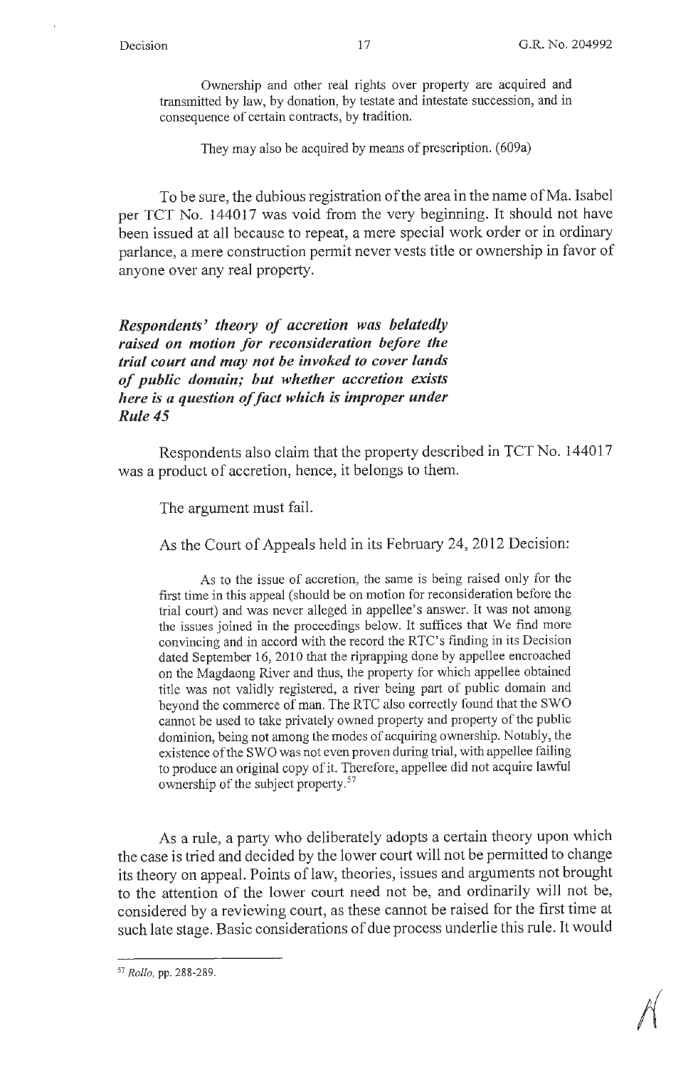Ownership and other real rights over property are acquired and transmitted by law, by donation, by testate and intestate succession, and in consequence of certain contracts, by tradition.

They may also be acquired by means of prescription. (609a)

To be sure, the dubious registration of the area in the name of Ma. Isabel per TCT No. 144017 was void from the very beginning. It should not have been issued at all because to repeat, a mere special work order or in ordinary parlance, a mere construction permit never vests title or ownership in favor of anyone over any real property.

***Respondents' theory of accretion was belatedly raised on motion for reconsideration before the trial court and may not be invoked to cover lands of public domain; but whether accretion exists here is a question of fact which is improper under Rule 45***

Respondents also claim that the property described in TCT No. 144017 was a product of accretion, hence, it belongs to them.

The argument must fail.

As the Court of Appeals held in its February 24, 2012 Decision:

> As to the issue of accretion, the same is being raised only for the first time in this appeal (should be on motion for reconsideration before the trial court) and was never alleged in appellee's answer. It was not among the issues joined in the proceedings below. It suffices that We find more convincing and in accord with the record the RTC's finding in its Decision dated September 16, 2010 that the riprapping done by appellee encroached on the Magdaong River and thus, the property for which appellee obtained title was not validly registered, a river being part of public domain and beyond the commerce of man. The RTC also correctly found that the SWO cannot be used to take privately owned property and property of the public dominion, being not among the modes of acquiring ownership. Notably, the existence of the SWO was not even proven during trial, with appellee failing to produce an original copy of it. Therefore, appellee did not acquire lawful ownership of the subject property.[57]

As a rule, a party who deliberately adopts a certain theory upon which the case is tried and decided by the lower court will not be permitted to change its theory on appeal. Points of law, theories, issues and arguments not brought to the attention of the lower court need not be, and ordinarily will not be, considered by a reviewing court, as these cannot be raised for the first time at such late stage. Basic considerations of due process underlie this rule. It would

---

[57] *Rollo*, pp. 288-289.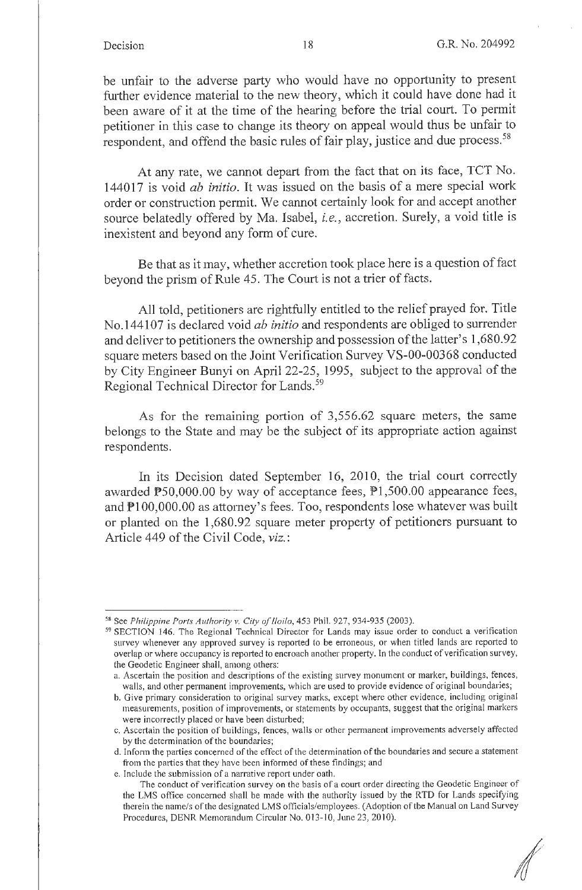be unfair to the adverse party who would have no opportunity to present further evidence material to the new theory, which it could have done had it been aware of it at the time of the hearing before the trial court. To permit petitioner in this case to change its theory on appeal would thus be unfair to respondent, and offend the basic rules of fair play, justice and due process.[58]

At any rate, we cannot depart from the fact that on its face, TCT No. 144017 is void *ab initio*. It was issued on the basis of a mere special work order or construction permit. We cannot certainly look for and accept another source belatedly offered by Ma. Isabel, *i.e.*, accretion. Surely, a void title is inexistent and beyond any form of cure.

Be that as it may, whether accretion took place here is a question of fact beyond the prism of Rule 45. The Court is not a trier of facts.

All told, petitioners are rightfully entitled to the relief prayed for. Title No.144107 is declared void *ab initio* and respondents are obliged to surrender and deliver to petitioners the ownership and possession of the latter's 1,680.92 square meters based on the Joint Verification Survey VS-00-00368 conducted by City Engineer Bunyi on April 22-25, 1995, subject to the approval of the Regional Technical Director for Lands.[59]

As for the remaining portion of 3,556.62 square meters, the same belongs to the State and may be the subject of its appropriate action against respondents.

In its Decision dated September 16, 2010, the trial court correctly awarded ₱50,000.00 by way of acceptance fees, ₱1,500.00 appearance fees, and ₱100,000.00 as attorney's fees. Too, respondents lose whatever was built or planted on the 1,680.92 square meter property of petitioners pursuant to Article 449 of the Civil Code, *viz.*:

---

[58] See *Philippine Ports Authority v. City of Iloilo*, 453 Phil. 927, 934-935 (2003).

[59] SECTION 146. The Regional Technical Director for Lands may issue order to conduct a verification survey whenever any approved survey is reported to be erroneous, or when titled lands are reported to overlap or where occupancy is reported to encroach another property. In the conduct of verification survey, the Geodetic Engineer shall, among others:

a. Ascertain the position and descriptions of the existing survey monument or marker, buildings, fences, walls, and other permanent improvements, which are used to provide evidence of original boundaries;

b. Give primary consideration to original survey marks, except where other evidence, including original measurements, position of improvements, or statements by occupants, suggest that the original markers were incorrectly placed or have been disturbed;

c. Ascertain the position of buildings, fences, walls or other permanent improvements adversely affected by the determination of the boundaries;

d. Inform the parties concerned of the effect of the determination of the boundaries and secure a statement from the parties that they have been informed of these findings; and

e. Include the submission of a narrative report under oath.

The conduct of verification survey on the basis of a court order directing the Geodetic Engineer of the LMS office concerned shall be made with the authority issued by the RTD for Lands specifying therein the name/s of the designated LMS officials/employees. (Adoption of the Manual on Land Survey Procedures, DENR Memorandum Circular No. 013-10, June 23, 2010).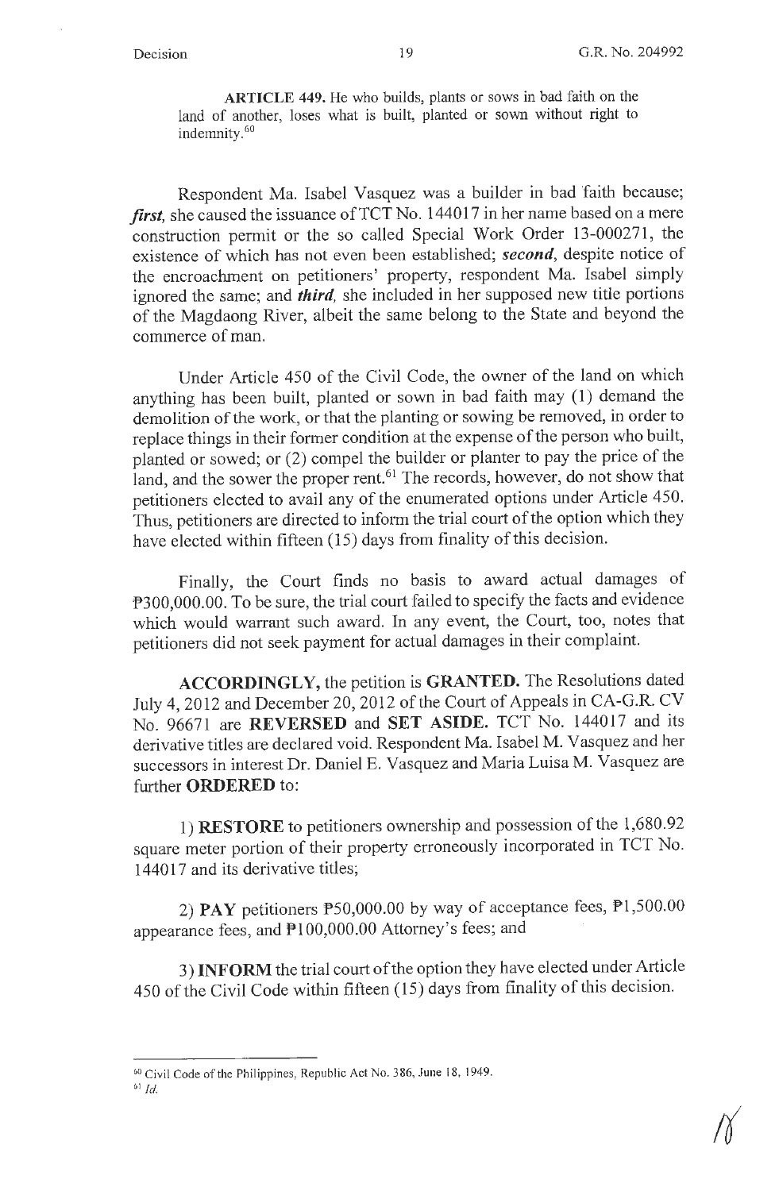> **ARTICLE 449.** He who builds, plants or sows in bad faith on the land of another, loses what is built, planted or sown without right to indemnity.[60]

Respondent Ma. Isabel Vasquez was a builder in bad faith because; ***first***, she caused the issuance of TCT No. 144017 in her name based on a mere construction permit or the so called Special Work Order 13-000271, the existence of which has not even been established; ***second***, despite notice of the encroachment on petitioners' property, respondent Ma. Isabel simply ignored the same; and ***third***, she included in her supposed new title portions of the Magdaong River, albeit the same belong to the State and beyond the commerce of man.

Under Article 450 of the Civil Code, the owner of the land on which anything has been built, planted or sown in bad faith may (1) demand the demolition of the work, or that the planting or sowing be removed, in order to replace things in their former condition at the expense of the person who built, planted or sowed; or (2) compel the builder or planter to pay the price of the land, and the sower the proper rent.[61] The records, however, do not show that petitioners elected to avail any of the enumerated options under Article 450. Thus, petitioners are directed to inform the trial court of the option which they have elected within fifteen (15) days from finality of this decision.

Finally, the Court finds no basis to award actual damages of ₱300,000.00. To be sure, the trial court failed to specify the facts and evidence which would warrant such award. In any event, the Court, too, notes that petitioners did not seek payment for actual damages in their complaint.

**ACCORDINGLY,** the petition is **GRANTED.** The Resolutions dated July 4, 2012 and December 20, 2012 of the Court of Appeals in CA-G.R. CV No. 96671 are **REVERSED** and **SET ASIDE.** TCT No. 144017 and its derivative titles are declared void. Respondent Ma. Isabel M. Vasquez and her successors in interest Dr. Daniel E. Vasquez and Maria Luisa M. Vasquez are further **ORDERED** to:

1) **RESTORE** to petitioners ownership and possession of the 1,680.92 square meter portion of their property erroneously incorporated in TCT No. 144017 and its derivative titles;

2) **PAY** petitioners ₱50,000.00 by way of acceptance fees, ₱1,500.00 appearance fees, and ₱100,000.00 Attorney's fees; and

3) **INFORM** the trial court of the option they have elected under Article 450 of the Civil Code within fifteen (15) days from finality of this decision.

---

[60] Civil Code of the Philippines, Republic Act No. 386, June 18, 1949.

[61] *Id.*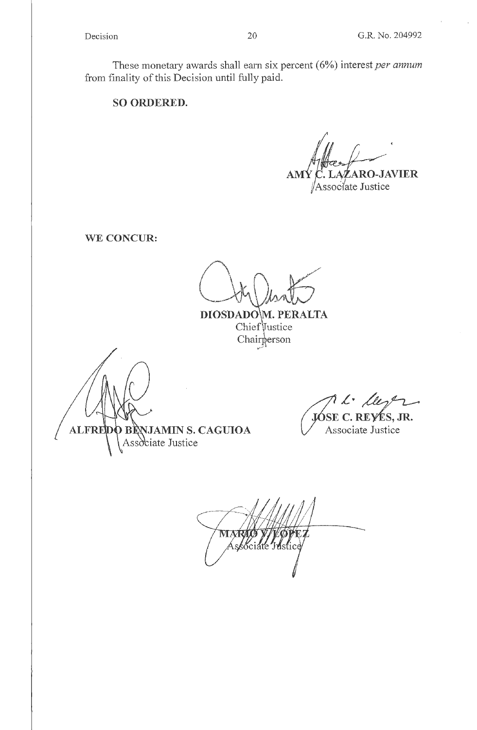These monetary awards shall earn six percent (6%) interest *per annum* from finality of this Decision until fully paid.

**SO ORDERED.**

**AMY C. LAZARO-JAVIER**
Associate Justice

**WE CONCUR:**

**DIOSDADO M. PERALTA**
Chief Justice
Chairperson

**ALFREDO BENJAMIN S. CAGUIOA**
Associate Justice

**JOSE C. REYES, JR.**
Associate Justice

**MARIO V. LOPEZ**
Associate Justice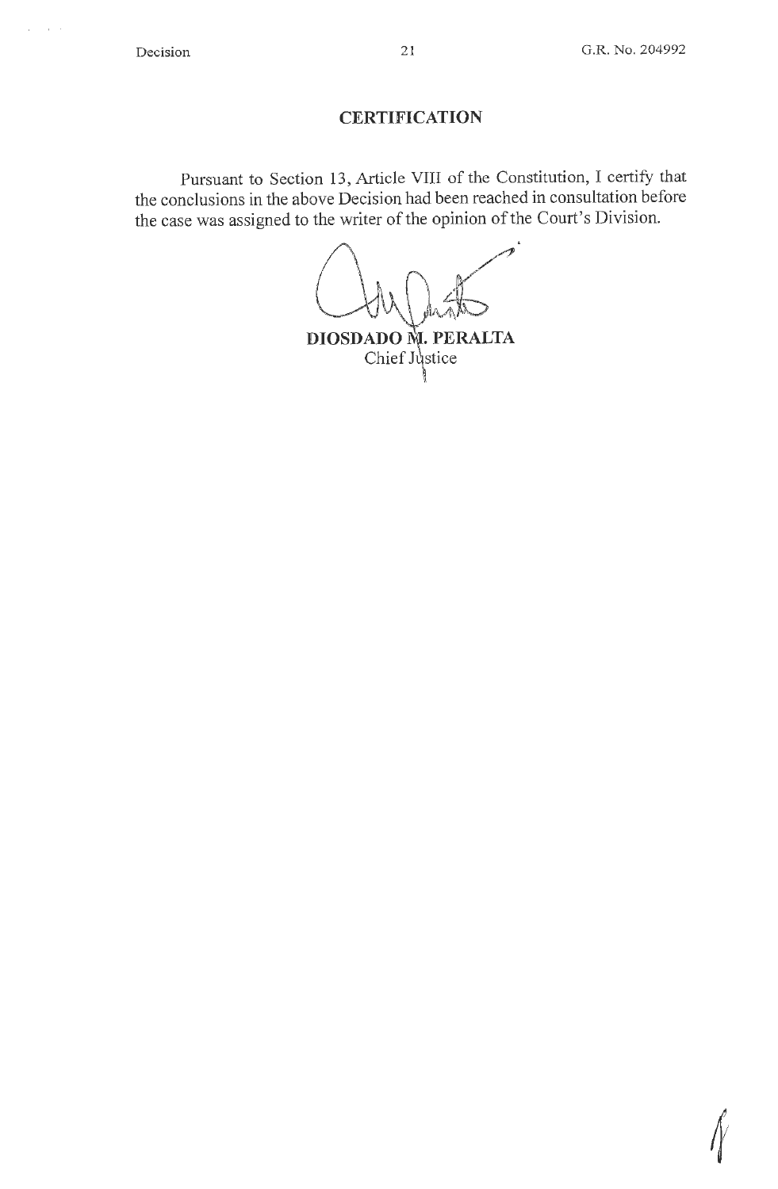## CERTIFICATION

Pursuant to Section 13, Article VIII of the Constitution, I certify that the conclusions in the above Decision had been reached in consultation before the case was assigned to the writer of the opinion of the Court's Division.

**DIOSDADO M. PERALTA**
Chief Justice